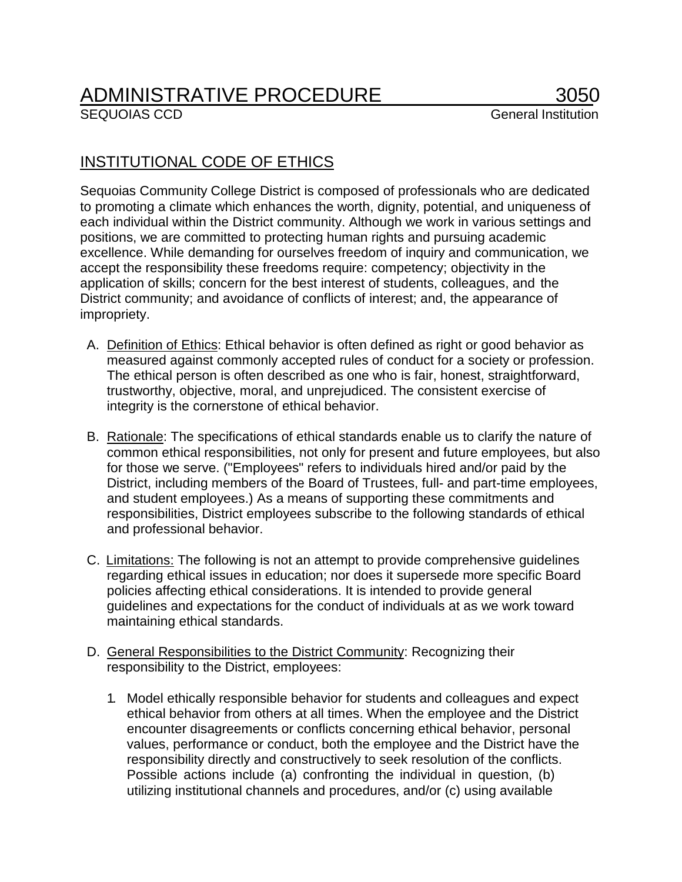# ADMINISTRATIVE PROCEDURE 3050

SEQUOIAS CCD General Institution

## INSTITUTIONAL CODE OF ETHICS

Sequoias Community College District is composed of professionals who are dedicated to promoting a climate which enhances the worth, dignity, potential, and uniqueness of each individual within the District community. Although we work in various settings and positions, we are committed to protecting human rights and pursuing academic excellence. While demanding for ourselves freedom of inquiry and communication, we accept the responsibility these freedoms require: competency; objectivity in the application of skills; concern for the best interest of students, colleagues, and the District community; and avoidance of conflicts of interest; and, the appearance of impropriety.

A. Definition of Ethics: Ethical behavior is often defined as right or good behavior as measured against commonly accepted rules of conduct for a society or profession. The ethical person is often described as one who is fair, honest, straightforward, trustworthy, objective, moral, and unprejudiced. The consistent exercise of integrity is the cornerstone of ethical behavior.

B. Rationale: The specifications of ethical standards enable us to clarify the nature of common ethical responsibilities, not only for present and future employees, but also for those we serve. ("Employees" refers to individuals hired and/or paid by the District, including members of the Board of Trustees, full- and part-time employees, and student employees.) As a means of supporting these commitments and responsibilities, District employees subscribe to the following standards of ethical and professional behavior.

C. Limitations: The following is not an attempt to provide comprehensive guidelines regarding ethical issues in education; nor does it supersede more specific Board policies affecting ethical considerations. It is intended to provide general guidelines and expectations for the conduct of individuals at as we work toward maintaining ethical standards.

D. General Responsibilities to the District Community: Recognizing their responsibility to the District, employees:

   1. Model ethically responsible behavior for students and colleagues and expect ethical behavior from others at all times. When the employee and the District encounter disagreements or conflicts concerning ethical behavior, personal values, performance or conduct, both the employee and the District have the responsibility directly and constructively to seek resolution of the conflicts. Possible actions include (a) confronting the individual in question, (b) utilizing institutional channels and procedures, and/or (c) using available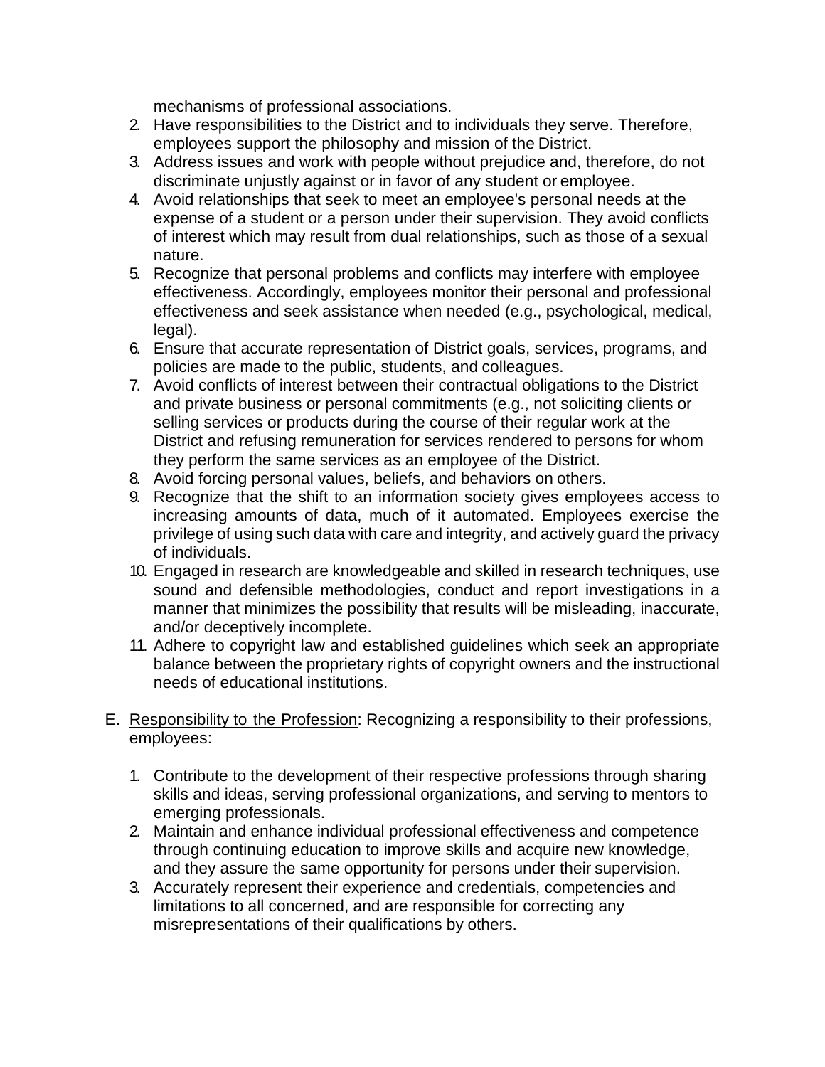mechanisms of professional associations.

2. Have responsibilities to the District and to individuals they serve. Therefore, employees support the philosophy and mission of the District.
3. Address issues and work with people without prejudice and, therefore, do not discriminate unjustly against or in favor of any student or employee.
4. Avoid relationships that seek to meet an employee's personal needs at the expense of a student or a person under their supervision. They avoid conflicts of interest which may result from dual relationships, such as those of a sexual nature.
5. Recognize that personal problems and conflicts may interfere with employee effectiveness. Accordingly, employees monitor their personal and professional effectiveness and seek assistance when needed (e.g., psychological, medical, legal).
6. Ensure that accurate representation of District goals, services, programs, and policies are made to the public, students, and colleagues.
7. Avoid conflicts of interest between their contractual obligations to the District and private business or personal commitments (e.g., not soliciting clients or selling services or products during the course of their regular work at the District and refusing remuneration for services rendered to persons for whom they perform the same services as an employee of the District.
8. Avoid forcing personal values, beliefs, and behaviors on others.
9. Recognize that the shift to an information society gives employees access to increasing amounts of data, much of it automated. Employees exercise the privilege of using such data with care and integrity, and actively guard the privacy of individuals.
10. Engaged in research are knowledgeable and skilled in research techniques, use sound and defensible methodologies, conduct and report investigations in a manner that minimizes the possibility that results will be misleading, inaccurate, and/or deceptively incomplete.
11. Adhere to copyright law and established guidelines which seek an appropriate balance between the proprietary rights of copyright owners and the instructional needs of educational institutions.

E. <u>Responsibility to the Profession</u>: Recognizing a responsibility to their professions, employees:

1. Contribute to the development of their respective professions through sharing skills and ideas, serving professional organizations, and serving to mentors to emerging professionals.
2. Maintain and enhance individual professional effectiveness and competence through continuing education to improve skills and acquire new knowledge, and they assure the same opportunity for persons under their supervision.
3. Accurately represent their experience and credentials, competencies and limitations to all concerned, and are responsible for correcting any misrepresentations of their qualifications by others.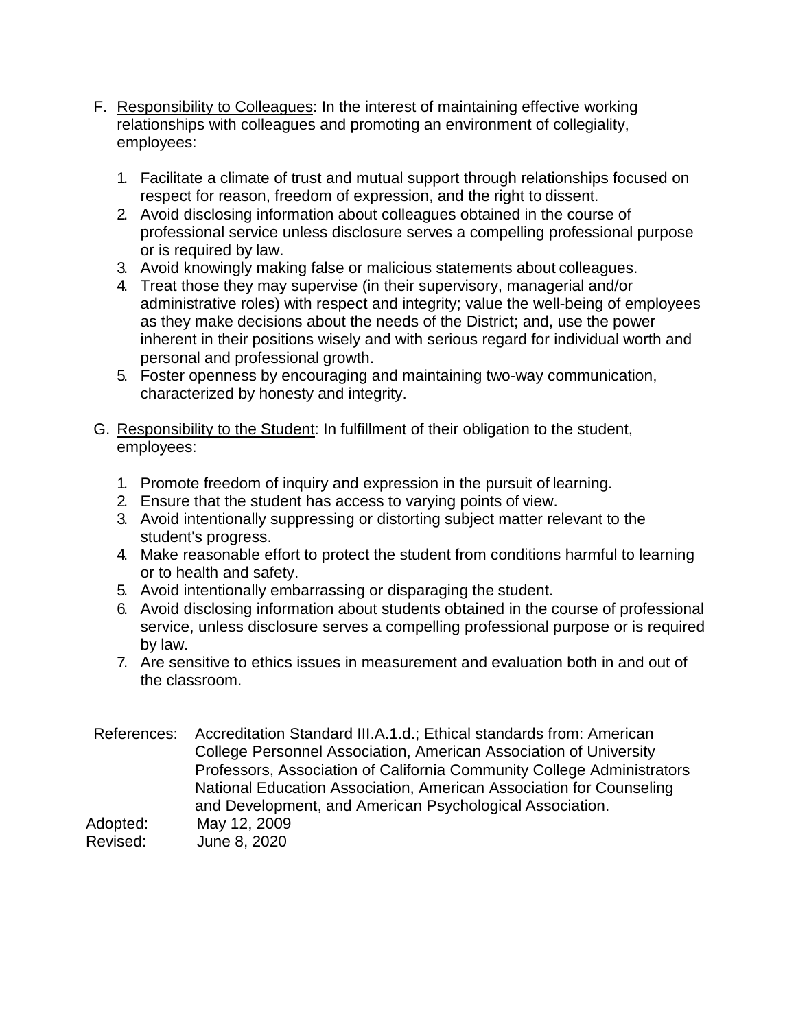F. <u>Responsibility to Colleagues</u>: In the interest of maintaining effective working relationships with colleagues and promoting an environment of collegiality, employees:

1. Facilitate a climate of trust and mutual support through relationships focused on respect for reason, freedom of expression, and the right to dissent.
2. Avoid disclosing information about colleagues obtained in the course of professional service unless disclosure serves a compelling professional purpose or is required by law.
3. Avoid knowingly making false or malicious statements about colleagues.
4. Treat those they may supervise (in their supervisory, managerial and/or administrative roles) with respect and integrity; value the well-being of employees as they make decisions about the needs of the District; and, use the power inherent in their positions wisely and with serious regard for individual worth and personal and professional growth.
5. Foster openness by encouraging and maintaining two-way communication, characterized by honesty and integrity.

G. <u>Responsibility to the Student</u>: In fulfillment of their obligation to the student, employees:

1. Promote freedom of inquiry and expression in the pursuit of learning.
2. Ensure that the student has access to varying points of view.
3. Avoid intentionally suppressing or distorting subject matter relevant to the student's progress.
4. Make reasonable effort to protect the student from conditions harmful to learning or to health and safety.
5. Avoid intentionally embarrassing or disparaging the student.
6. Avoid disclosing information about students obtained in the course of professional service, unless disclosure serves a compelling professional purpose or is required by law.
7. Are sensitive to ethics issues in measurement and evaluation both in and out of the classroom.

References: Accreditation Standard III.A.1.d.; Ethical standards from: American College Personnel Association, American Association of University Professors, Association of California Community College Administrators National Education Association, American Association for Counseling and Development, and American Psychological Association.

Adopted: May 12, 2009

Revised: June 8, 2020